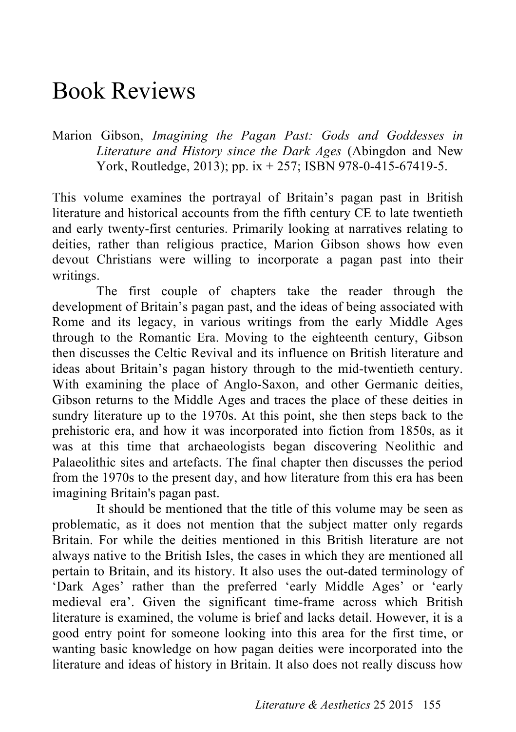# Book Reviews

Marion Gibson, *Imagining the Pagan Past: Gods and Goddesses in Literature and History since the Dark Ages* (Abingdon and New York, Routledge, 2013); pp. ix + 257; ISBN 978-0-415-67419-5.

This volume examines the portrayal of Britain's pagan past in British literature and historical accounts from the fifth century CE to late twentieth and early twenty-first centuries. Primarily looking at narratives relating to deities, rather than religious practice, Marion Gibson shows how even devout Christians were willing to incorporate a pagan past into their writings.

The first couple of chapters take the reader through the development of Britain's pagan past, and the ideas of being associated with Rome and its legacy, in various writings from the early Middle Ages through to the Romantic Era. Moving to the eighteenth century, Gibson then discusses the Celtic Revival and its influence on British literature and ideas about Britain's pagan history through to the mid-twentieth century. With examining the place of Anglo-Saxon, and other Germanic deities, Gibson returns to the Middle Ages and traces the place of these deities in sundry literature up to the 1970s. At this point, she then steps back to the prehistoric era, and how it was incorporated into fiction from 1850s, as it was at this time that archaeologists began discovering Neolithic and Palaeolithic sites and artefacts. The final chapter then discusses the period from the 1970s to the present day, and how literature from this era has been imagining Britain's pagan past.

It should be mentioned that the title of this volume may be seen as problematic, as it does not mention that the subject matter only regards Britain. For while the deities mentioned in this British literature are not always native to the British Isles, the cases in which they are mentioned all pertain to Britain, and its history. It also uses the out-dated terminology of 'Dark Ages' rather than the preferred 'early Middle Ages' or 'early medieval era'. Given the significant time-frame across which British literature is examined, the volume is brief and lacks detail. However, it is a good entry point for someone looking into this area for the first time, or wanting basic knowledge on how pagan deities were incorporated into the literature and ideas of history in Britain. It also does not really discuss how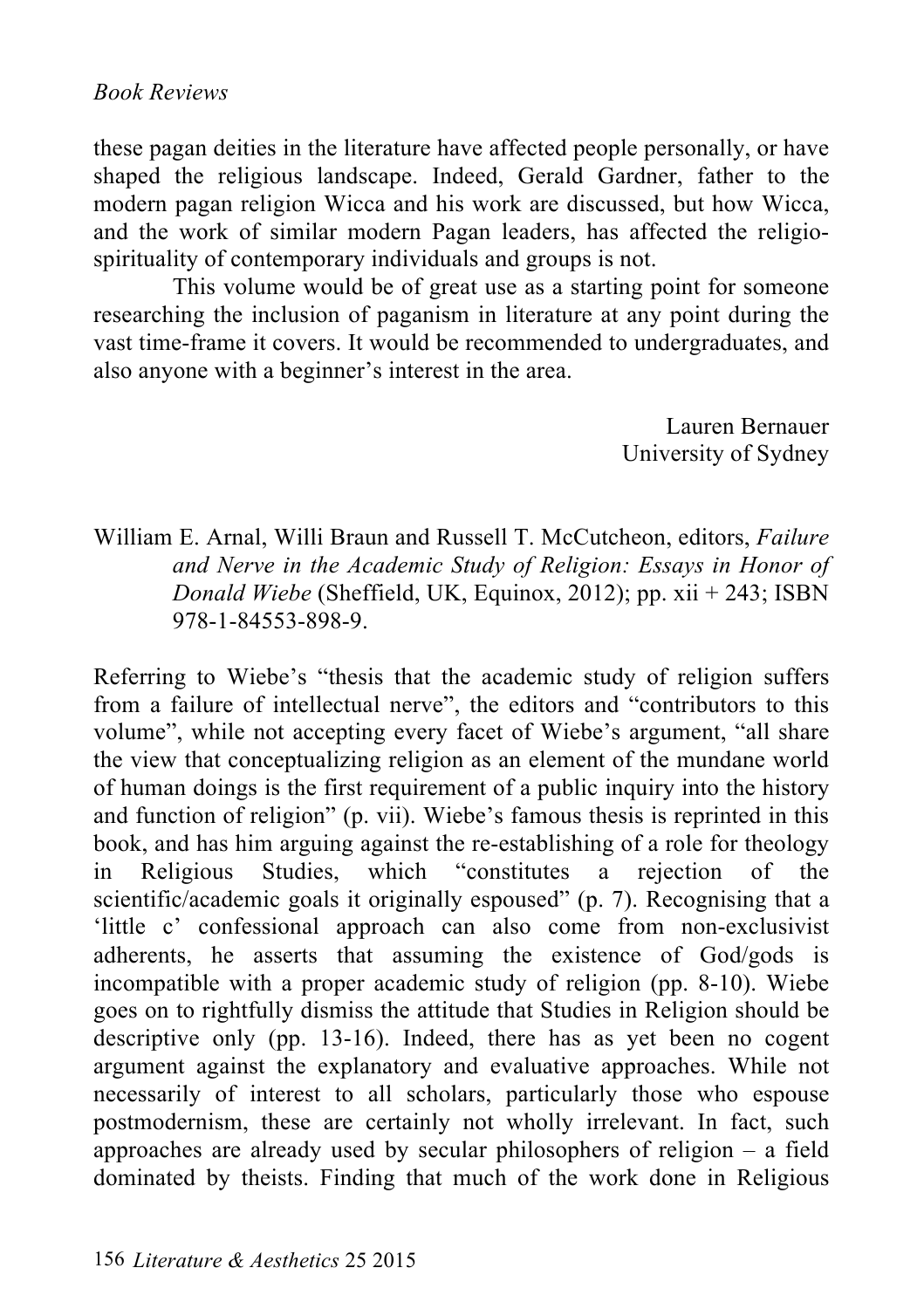these pagan deities in the literature have affected people personally, or have shaped the religious landscape. Indeed, Gerald Gardner, father to the modern pagan religion Wicca and his work are discussed, but how Wicca, and the work of similar modern Pagan leaders, has affected the religio-spirituality of contemporary individuals and groups is not.

This volume would be of great use as a starting point for someone researching the inclusion of paganism in literature at any point during the vast time-frame it covers. It would be recommended to undergraduates, and also anyone with a beginner's interest in the area.

Lauren Bernauer
University of Sydney

William E. Arnal, Willi Braun and Russell T. McCutcheon, editors, *Failure and Nerve in the Academic Study of Religion: Essays in Honor of Donald Wiebe* (Sheffield, UK, Equinox, 2012); pp. xii + 243; ISBN 978-1-84553-898-9.

Referring to Wiebe's "thesis that the academic study of religion suffers from a failure of intellectual nerve", the editors and "contributors to this volume", while not accepting every facet of Wiebe's argument, "all share the view that conceptualizing religion as an element of the mundane world of human doings is the first requirement of a public inquiry into the history and function of religion" (p. vii). Wiebe's famous thesis is reprinted in this book, and has him arguing against the re-establishing of a role for theology in Religious Studies, which "constitutes a rejection of the scientific/academic goals it originally espoused" (p. 7). Recognising that a 'little c' confessional approach can also come from non-exclusivist adherents, he asserts that assuming the existence of God/gods is incompatible with a proper academic study of religion (pp. 8-10). Wiebe goes on to rightfully dismiss the attitude that Studies in Religion should be descriptive only (pp. 13-16). Indeed, there has as yet been no cogent argument against the explanatory and evaluative approaches. While not necessarily of interest to all scholars, particularly those who espouse postmodernism, these are certainly not wholly irrelevant. In fact, such approaches are already used by secular philosophers of religion – a field dominated by theists. Finding that much of the work done in Religious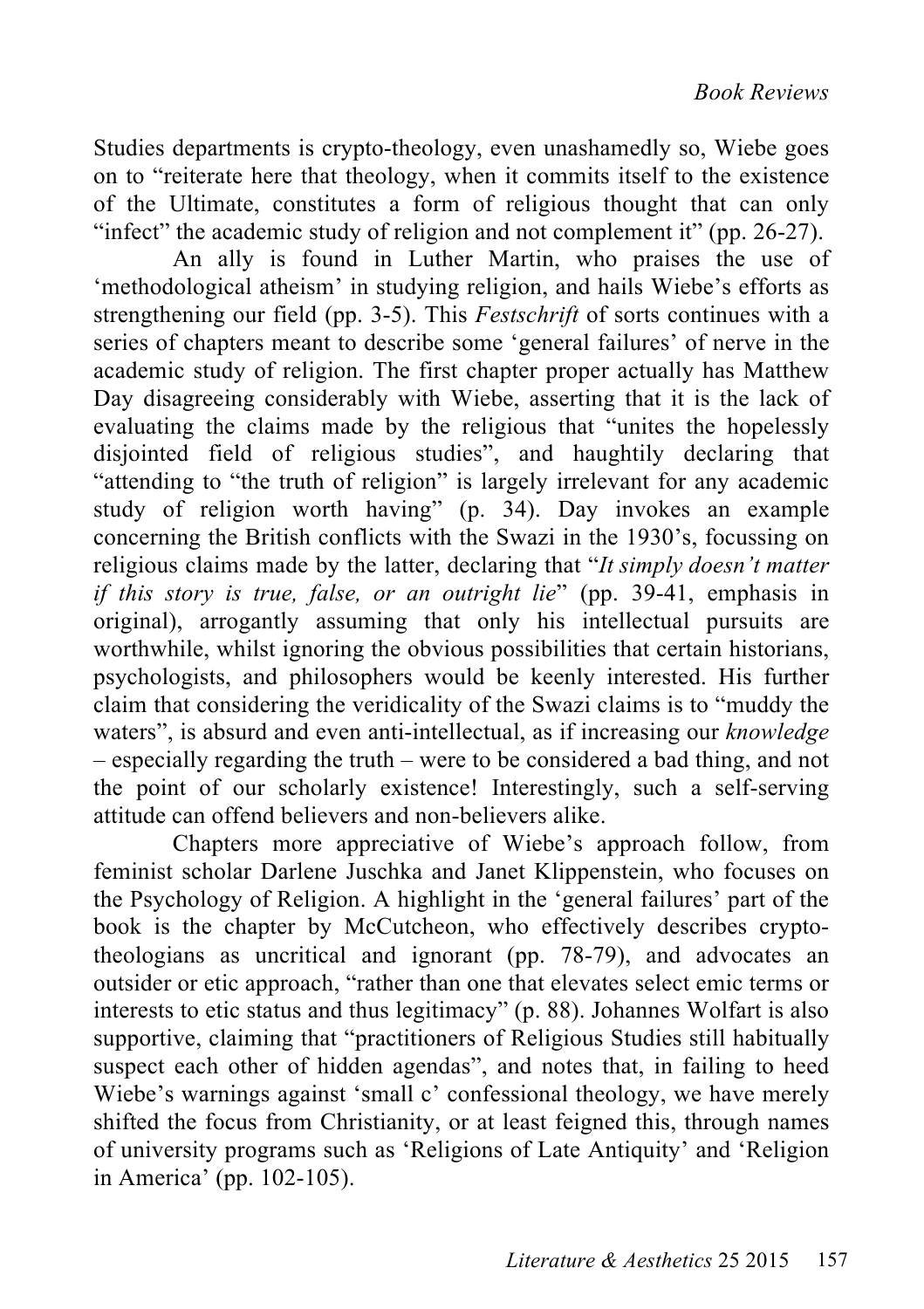Studies departments is crypto-theology, even unashamedly so, Wiebe goes on to "reiterate here that theology, when it commits itself to the existence of the Ultimate, constitutes a form of religious thought that can only "infect" the academic study of religion and not complement it" (pp. 26-27).

An ally is found in Luther Martin, who praises the use of 'methodological atheism' in studying religion, and hails Wiebe's efforts as strengthening our field (pp. 3-5). This *Festschrift* of sorts continues with a series of chapters meant to describe some 'general failures' of nerve in the academic study of religion. The first chapter proper actually has Matthew Day disagreeing considerably with Wiebe, asserting that it is the lack of evaluating the claims made by the religious that "unites the hopelessly disjointed field of religious studies", and haughtily declaring that "attending to "the truth of religion" is largely irrelevant for any academic study of religion worth having" (p. 34). Day invokes an example concerning the British conflicts with the Swazi in the 1930's, focussing on religious claims made by the latter, declaring that "*It simply doesn't matter if this story is true, false, or an outright lie*" (pp. 39-41, emphasis in original), arrogantly assuming that only his intellectual pursuits are worthwhile, whilst ignoring the obvious possibilities that certain historians, psychologists, and philosophers would be keenly interested. His further claim that considering the veridicality of the Swazi claims is to "muddy the waters", is absurd and even anti-intellectual, as if increasing our *knowledge* – especially regarding the truth – were to be considered a bad thing, and not the point of our scholarly existence! Interestingly, such a self-serving attitude can offend believers and non-believers alike.

Chapters more appreciative of Wiebe's approach follow, from feminist scholar Darlene Juschka and Janet Klippenstein, who focuses on the Psychology of Religion. A highlight in the 'general failures' part of the book is the chapter by McCutcheon, who effectively describes crypto-theologians as uncritical and ignorant (pp. 78-79), and advocates an outsider or etic approach, "rather than one that elevates select emic terms or interests to etic status and thus legitimacy" (p. 88). Johannes Wolfart is also supportive, claiming that "practitioners of Religious Studies still habitually suspect each other of hidden agendas", and notes that, in failing to heed Wiebe's warnings against 'small c' confessional theology, we have merely shifted the focus from Christianity, or at least feigned this, through names of university programs such as 'Religions of Late Antiquity' and 'Religion in America' (pp. 102-105).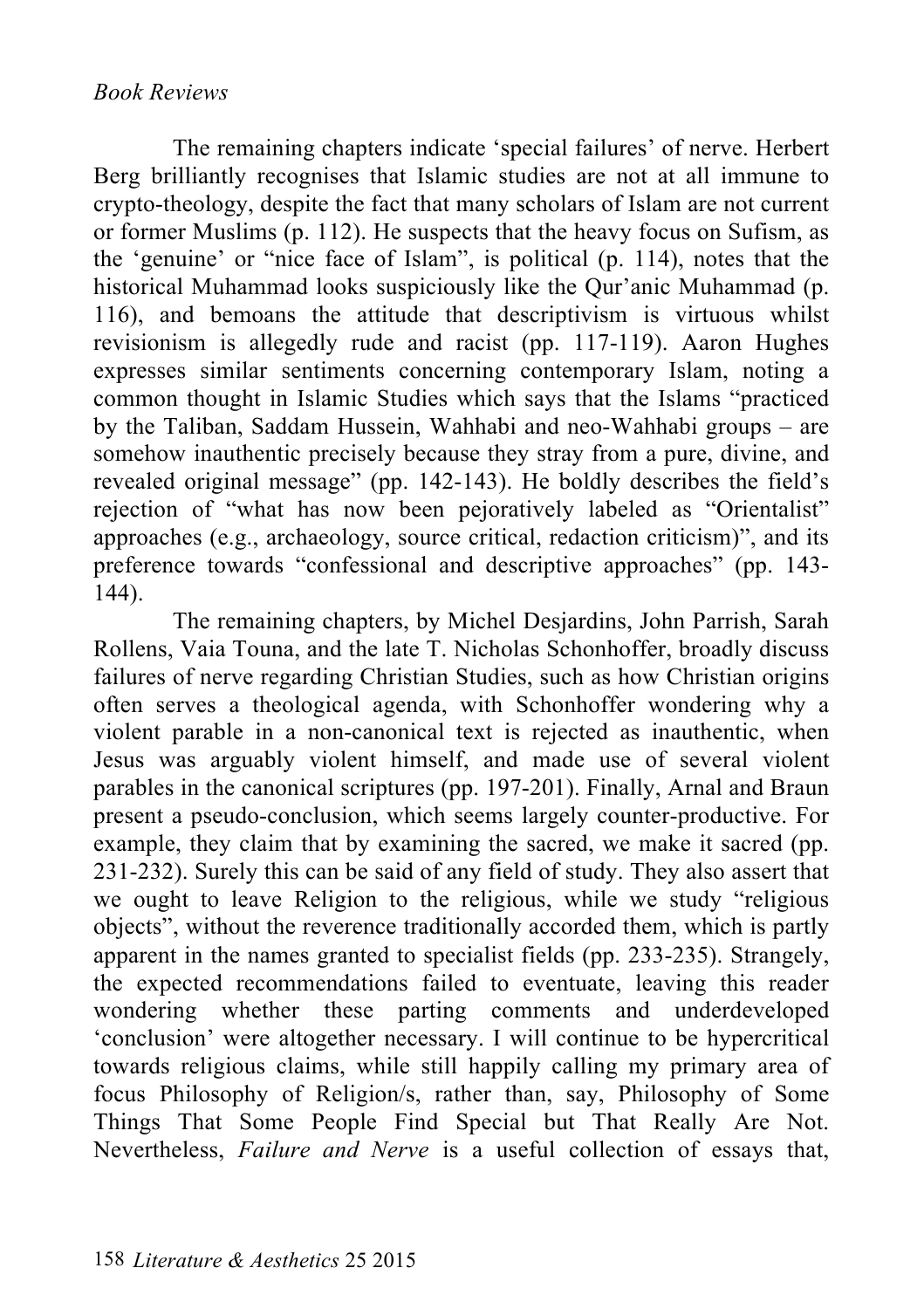The remaining chapters indicate 'special failures' of nerve. Herbert Berg brilliantly recognises that Islamic studies are not at all immune to crypto-theology, despite the fact that many scholars of Islam are not current or former Muslims (p. 112). He suspects that the heavy focus on Sufism, as the 'genuine' or "nice face of Islam", is political (p. 114), notes that the historical Muhammad looks suspiciously like the Qur'anic Muhammad (p. 116), and bemoans the attitude that descriptivism is virtuous whilst revisionism is allegedly rude and racist (pp. 117-119). Aaron Hughes expresses similar sentiments concerning contemporary Islam, noting a common thought in Islamic Studies which says that the Islams "practiced by the Taliban, Saddam Hussein, Wahhabi and neo-Wahhabi groups – are somehow inauthentic precisely because they stray from a pure, divine, and revealed original message" (pp. 142-143). He boldly describes the field's rejection of "what has now been pejoratively labeled as "Orientalist" approaches (e.g., archaeology, source critical, redaction criticism)", and its preference towards "confessional and descriptive approaches" (pp. 143-144).

The remaining chapters, by Michel Desjardins, John Parrish, Sarah Rollens, Vaia Touna, and the late T. Nicholas Schonhoffer, broadly discuss failures of nerve regarding Christian Studies, such as how Christian origins often serves a theological agenda, with Schonhoffer wondering why a violent parable in a non-canonical text is rejected as inauthentic, when Jesus was arguably violent himself, and made use of several violent parables in the canonical scriptures (pp. 197-201). Finally, Arnal and Braun present a pseudo-conclusion, which seems largely counter-productive. For example, they claim that by examining the sacred, we make it sacred (pp. 231-232). Surely this can be said of any field of study. They also assert that we ought to leave Religion to the religious, while we study "religious objects", without the reverence traditionally accorded them, which is partly apparent in the names granted to specialist fields (pp. 233-235). Strangely, the expected recommendations failed to eventuate, leaving this reader wondering whether these parting comments and underdeveloped 'conclusion' were altogether necessary. I will continue to be hypercritical towards religious claims, while still happily calling my primary area of focus Philosophy of Religion/s, rather than, say, Philosophy of Some Things That Some People Find Special but That Really Are Not. Nevertheless, *Failure and Nerve* is a useful collection of essays that,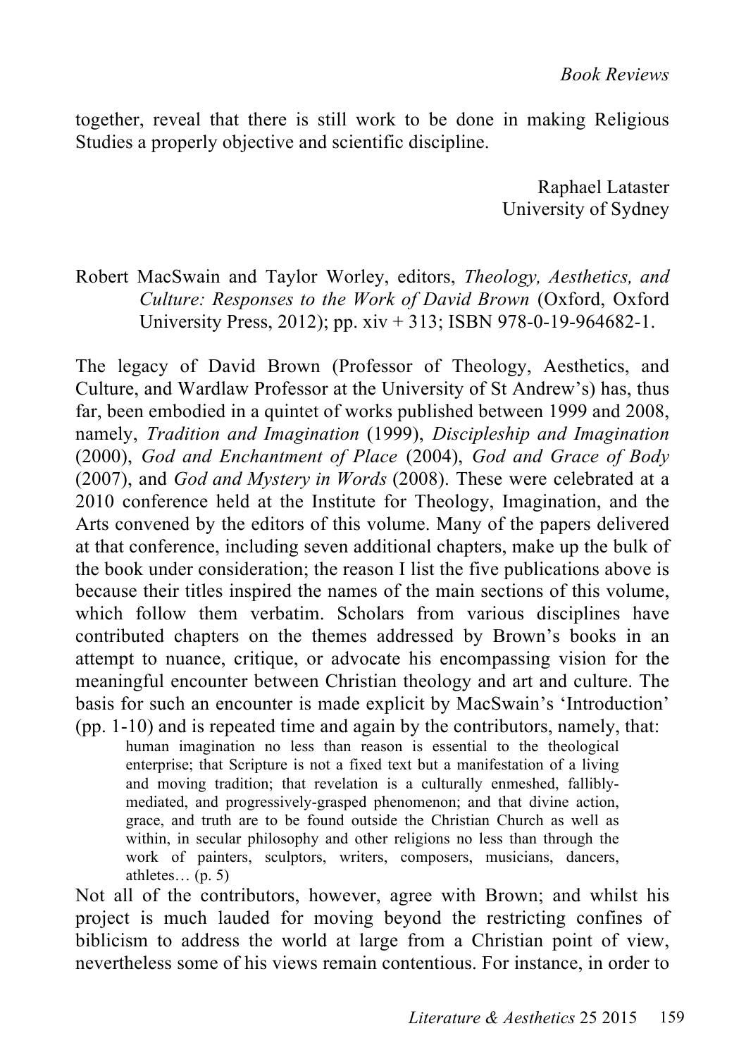together, reveal that there is still work to be done in making Religious Studies a properly objective and scientific discipline.

Raphael Lataster
University of Sydney

Robert MacSwain and Taylor Worley, editors, *Theology, Aesthetics, and Culture: Responses to the Work of David Brown* (Oxford, Oxford University Press, 2012); pp. xiv + 313; ISBN 978-0-19-964682-1.

The legacy of David Brown (Professor of Theology, Aesthetics, and Culture, and Wardlaw Professor at the University of St Andrew's) has, thus far, been embodied in a quintet of works published between 1999 and 2008, namely, *Tradition and Imagination* (1999), *Discipleship and Imagination* (2000), *God and Enchantment of Place* (2004), *God and Grace of Body* (2007), and *God and Mystery in Words* (2008). These were celebrated at a 2010 conference held at the Institute for Theology, Imagination, and the Arts convened by the editors of this volume. Many of the papers delivered at that conference, including seven additional chapters, make up the bulk of the book under consideration; the reason I list the five publications above is because their titles inspired the names of the main sections of this volume, which follow them verbatim. Scholars from various disciplines have contributed chapters on the themes addressed by Brown's books in an attempt to nuance, critique, or advocate his encompassing vision for the meaningful encounter between Christian theology and art and culture. The basis for such an encounter is made explicit by MacSwain's 'Introduction' (pp. 1-10) and is repeated time and again by the contributors, namely, that:

> human imagination no less than reason is essential to the theological enterprise; that Scripture is not a fixed text but a manifestation of a living and moving tradition; that revelation is a culturally enmeshed, fallibly-mediated, and progressively-grasped phenomenon; and that divine action, grace, and truth are to be found outside the Christian Church as well as within, in secular philosophy and other religions no less than through the work of painters, sculptors, writers, composers, musicians, dancers, athletes… (p. 5)

Not all of the contributors, however, agree with Brown; and whilst his project is much lauded for moving beyond the restricting confines of biblicism to address the world at large from a Christian point of view, nevertheless some of his views remain contentious. For instance, in order to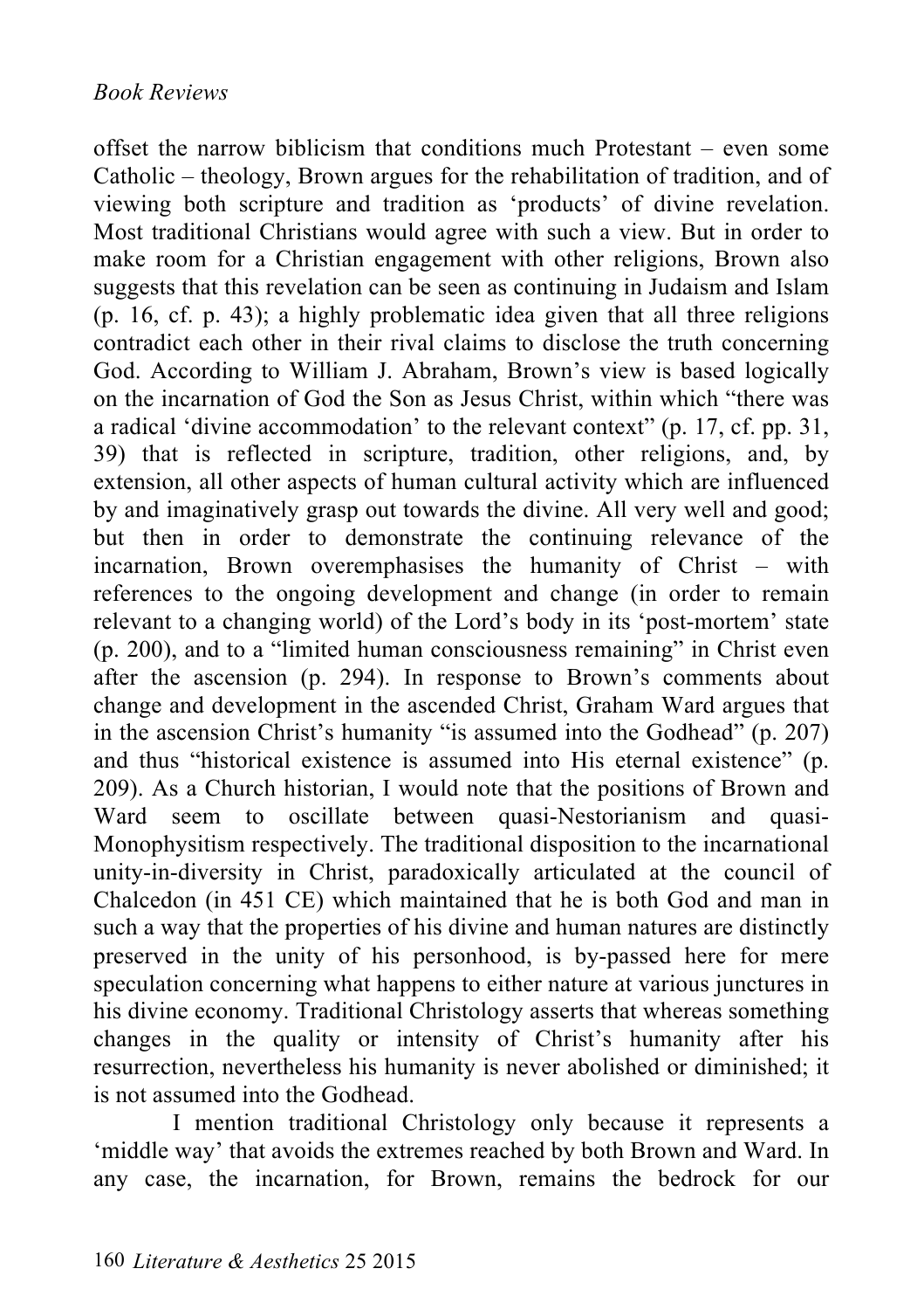offset the narrow biblicism that conditions much Protestant – even some Catholic – theology, Brown argues for the rehabilitation of tradition, and of viewing both scripture and tradition as 'products' of divine revelation. Most traditional Christians would agree with such a view. But in order to make room for a Christian engagement with other religions, Brown also suggests that this revelation can be seen as continuing in Judaism and Islam (p. 16, cf. p. 43); a highly problematic idea given that all three religions contradict each other in their rival claims to disclose the truth concerning God. According to William J. Abraham, Brown's view is based logically on the incarnation of God the Son as Jesus Christ, within which "there was a radical 'divine accommodation' to the relevant context" (p. 17, cf. pp. 31, 39) that is reflected in scripture, tradition, other religions, and, by extension, all other aspects of human cultural activity which are influenced by and imaginatively grasp out towards the divine. All very well and good; but then in order to demonstrate the continuing relevance of the incarnation, Brown overemphasises the humanity of Christ – with references to the ongoing development and change (in order to remain relevant to a changing world) of the Lord's body in its 'post-mortem' state (p. 200), and to a "limited human consciousness remaining" in Christ even after the ascension (p. 294). In response to Brown's comments about change and development in the ascended Christ, Graham Ward argues that in the ascension Christ's humanity "is assumed into the Godhead" (p. 207) and thus "historical existence is assumed into His eternal existence" (p. 209). As a Church historian, I would note that the positions of Brown and Ward seem to oscillate between quasi-Nestorianism and quasi-Monophysitism respectively. The traditional disposition to the incarnational unity-in-diversity in Christ, paradoxically articulated at the council of Chalcedon (in 451 CE) which maintained that he is both God and man in such a way that the properties of his divine and human natures are distinctly preserved in the unity of his personhood, is by-passed here for mere speculation concerning what happens to either nature at various junctures in his divine economy. Traditional Christology asserts that whereas something changes in the quality or intensity of Christ's humanity after his resurrection, nevertheless his humanity is never abolished or diminished; it is not assumed into the Godhead.

I mention traditional Christology only because it represents a 'middle way' that avoids the extremes reached by both Brown and Ward. In any case, the incarnation, for Brown, remains the bedrock for our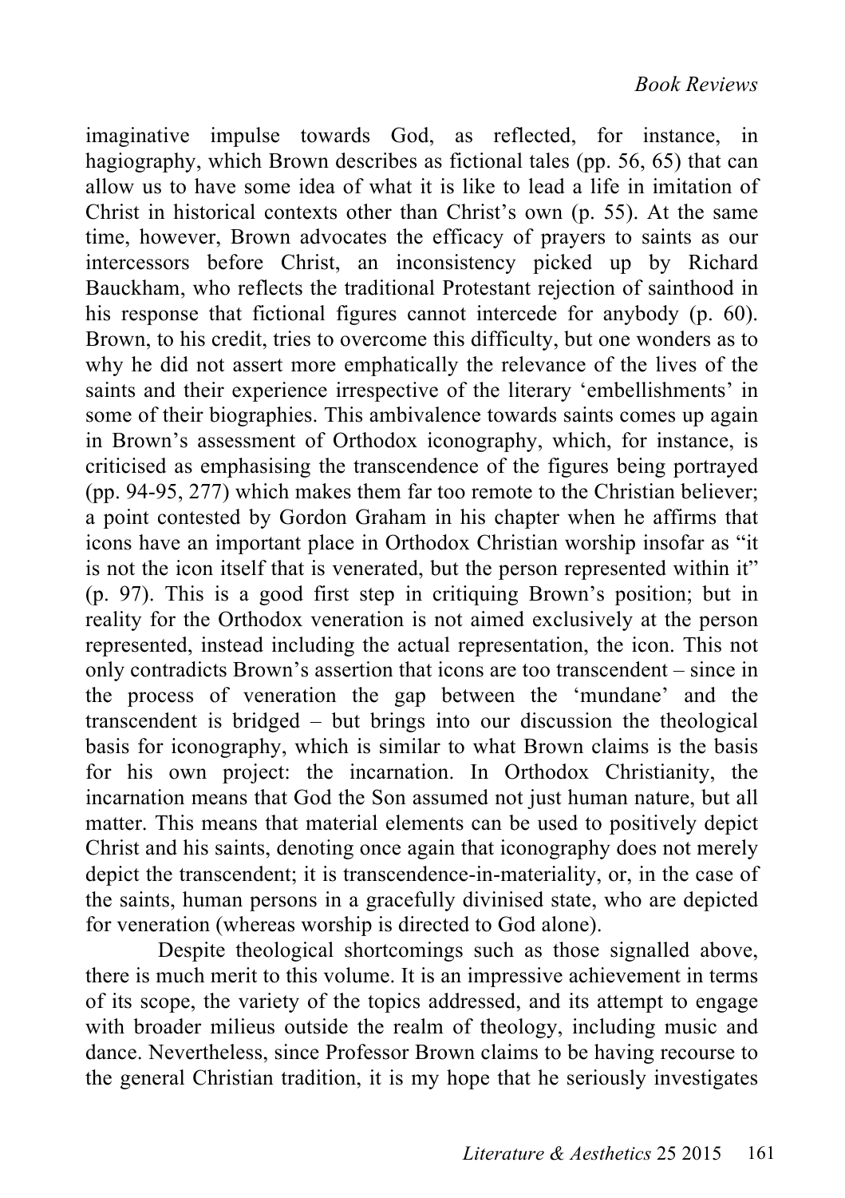imaginative impulse towards God, as reflected, for instance, in hagiography, which Brown describes as fictional tales (pp. 56, 65) that can allow us to have some idea of what it is like to lead a life in imitation of Christ in historical contexts other than Christ's own (p. 55). At the same time, however, Brown advocates the efficacy of prayers to saints as our intercessors before Christ, an inconsistency picked up by Richard Bauckham, who reflects the traditional Protestant rejection of sainthood in his response that fictional figures cannot intercede for anybody (p. 60). Brown, to his credit, tries to overcome this difficulty, but one wonders as to why he did not assert more emphatically the relevance of the lives of the saints and their experience irrespective of the literary 'embellishments' in some of their biographies. This ambivalence towards saints comes up again in Brown's assessment of Orthodox iconography, which, for instance, is criticised as emphasising the transcendence of the figures being portrayed (pp. 94-95, 277) which makes them far too remote to the Christian believer; a point contested by Gordon Graham in his chapter when he affirms that icons have an important place in Orthodox Christian worship insofar as "it is not the icon itself that is venerated, but the person represented within it" (p. 97). This is a good first step in critiquing Brown's position; but in reality for the Orthodox veneration is not aimed exclusively at the person represented, instead including the actual representation, the icon. This not only contradicts Brown's assertion that icons are too transcendent – since in the process of veneration the gap between the 'mundane' and the transcendent is bridged – but brings into our discussion the theological basis for iconography, which is similar to what Brown claims is the basis for his own project: the incarnation. In Orthodox Christianity, the incarnation means that God the Son assumed not just human nature, but all matter. This means that material elements can be used to positively depict Christ and his saints, denoting once again that iconography does not merely depict the transcendent; it is transcendence-in-materiality, or, in the case of the saints, human persons in a gracefully divinised state, who are depicted for veneration (whereas worship is directed to God alone).

Despite theological shortcomings such as those signalled above, there is much merit to this volume. It is an impressive achievement in terms of its scope, the variety of the topics addressed, and its attempt to engage with broader milieus outside the realm of theology, including music and dance. Nevertheless, since Professor Brown claims to be having recourse to the general Christian tradition, it is my hope that he seriously investigates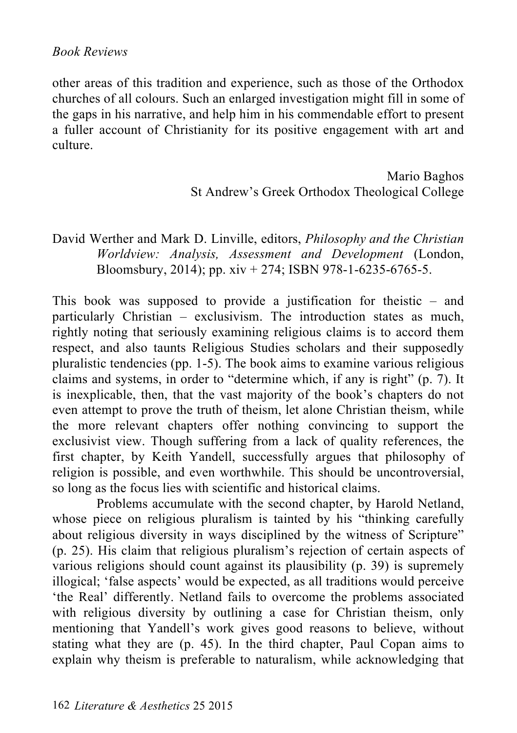other areas of this tradition and experience, such as those of the Orthodox churches of all colours. Such an enlarged investigation might fill in some of the gaps in his narrative, and help him in his commendable effort to present a fuller account of Christianity for its positive engagement with art and culture.

Mario Baghos  
St Andrew's Greek Orthodox Theological College

David Werther and Mark D. Linville, editors, *Philosophy and the Christian Worldview: Analysis, Assessment and Development* (London, Bloomsbury, 2014); pp. xiv + 274; ISBN 978-1-6235-6765-5.

This book was supposed to provide a justification for theistic – and particularly Christian – exclusivism. The introduction states as much, rightly noting that seriously examining religious claims is to accord them respect, and also taunts Religious Studies scholars and their supposedly pluralistic tendencies (pp. 1-5). The book aims to examine various religious claims and systems, in order to "determine which, if any is right" (p. 7). It is inexplicable, then, that the vast majority of the book's chapters do not even attempt to prove the truth of theism, let alone Christian theism, while the more relevant chapters offer nothing convincing to support the exclusivist view. Though suffering from a lack of quality references, the first chapter, by Keith Yandell, successfully argues that philosophy of religion is possible, and even worthwhile. This should be uncontroversial, so long as the focus lies with scientific and historical claims.

Problems accumulate with the second chapter, by Harold Netland, whose piece on religious pluralism is tainted by his "thinking carefully about religious diversity in ways disciplined by the witness of Scripture" (p. 25). His claim that religious pluralism's rejection of certain aspects of various religions should count against its plausibility (p. 39) is supremely illogical; 'false aspects' would be expected, as all traditions would perceive 'the Real' differently. Netland fails to overcome the problems associated with religious diversity by outlining a case for Christian theism, only mentioning that Yandell's work gives good reasons to believe, without stating what they are (p. 45). In the third chapter, Paul Copan aims to explain why theism is preferable to naturalism, while acknowledging that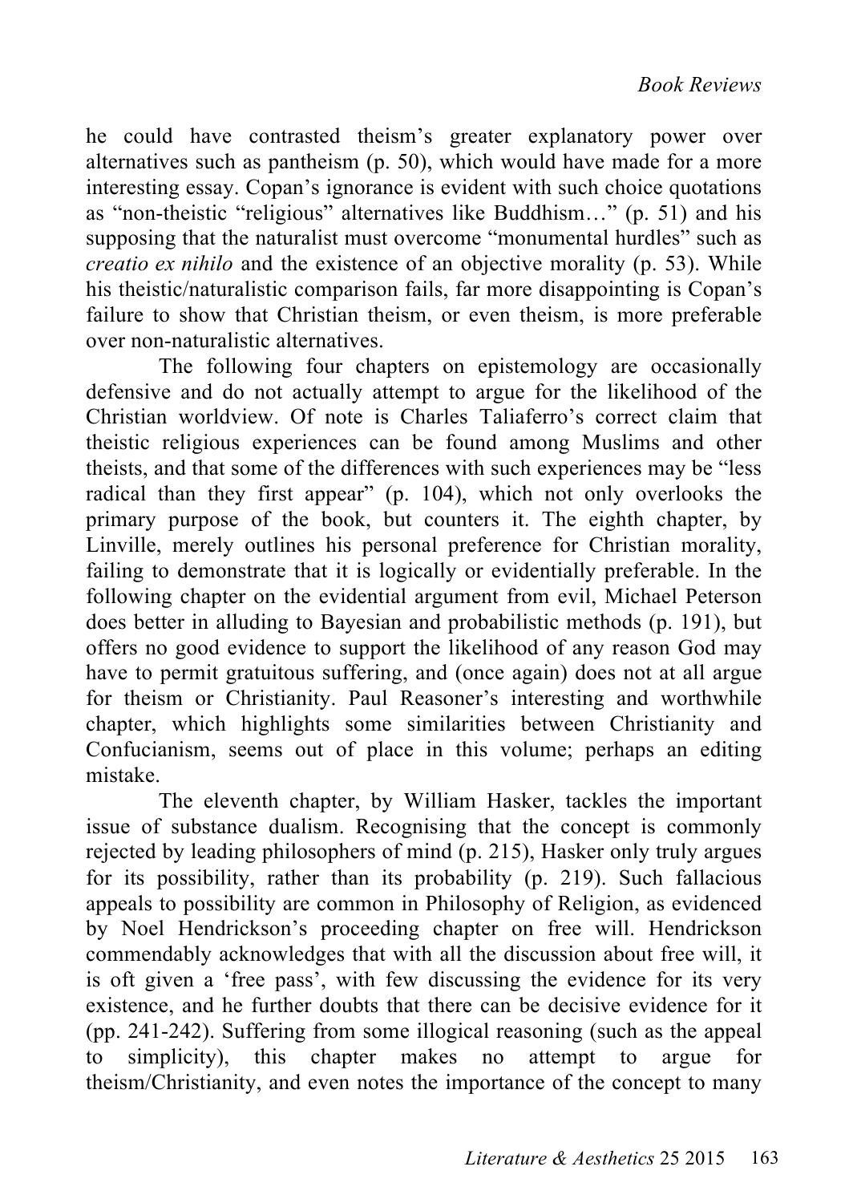he could have contrasted theism's greater explanatory power over alternatives such as pantheism (p. 50), which would have made for a more interesting essay. Copan's ignorance is evident with such choice quotations as "non-theistic "religious" alternatives like Buddhism…" (p. 51) and his supposing that the naturalist must overcome "monumental hurdles" such as *creatio ex nihilo* and the existence of an objective morality (p. 53). While his theistic/naturalistic comparison fails, far more disappointing is Copan's failure to show that Christian theism, or even theism, is more preferable over non-naturalistic alternatives.

The following four chapters on epistemology are occasionally defensive and do not actually attempt to argue for the likelihood of the Christian worldview. Of note is Charles Taliaferro's correct claim that theistic religious experiences can be found among Muslims and other theists, and that some of the differences with such experiences may be "less radical than they first appear" (p. 104), which not only overlooks the primary purpose of the book, but counters it. The eighth chapter, by Linville, merely outlines his personal preference for Christian morality, failing to demonstrate that it is logically or evidentially preferable. In the following chapter on the evidential argument from evil, Michael Peterson does better in alluding to Bayesian and probabilistic methods (p. 191), but offers no good evidence to support the likelihood of any reason God may have to permit gratuitous suffering, and (once again) does not at all argue for theism or Christianity. Paul Reasoner's interesting and worthwhile chapter, which highlights some similarities between Christianity and Confucianism, seems out of place in this volume; perhaps an editing mistake.

The eleventh chapter, by William Hasker, tackles the important issue of substance dualism. Recognising that the concept is commonly rejected by leading philosophers of mind (p. 215), Hasker only truly argues for its possibility, rather than its probability (p. 219). Such fallacious appeals to possibility are common in Philosophy of Religion, as evidenced by Noel Hendrickson's proceeding chapter on free will. Hendrickson commendably acknowledges that with all the discussion about free will, it is oft given a 'free pass', with few discussing the evidence for its very existence, and he further doubts that there can be decisive evidence for it (pp. 241-242). Suffering from some illogical reasoning (such as the appeal to simplicity), this chapter makes no attempt to argue for theism/Christianity, and even notes the importance of the concept to many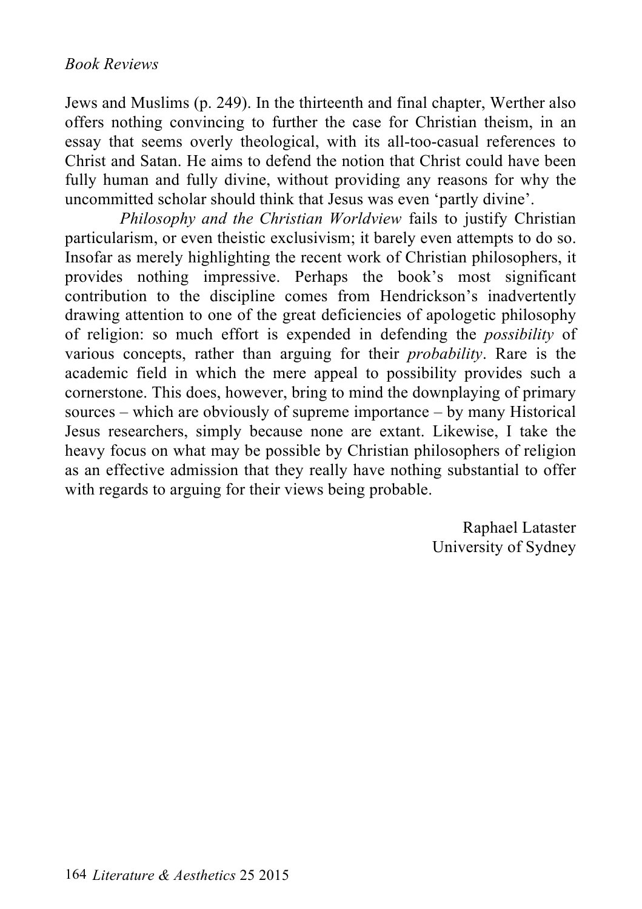Jews and Muslims (p. 249). In the thirteenth and final chapter, Werther also offers nothing convincing to further the case for Christian theism, in an essay that seems overly theological, with its all-too-casual references to Christ and Satan. He aims to defend the notion that Christ could have been fully human and fully divine, without providing any reasons for why the uncommitted scholar should think that Jesus was even 'partly divine'.

*Philosophy and the Christian Worldview* fails to justify Christian particularism, or even theistic exclusivism; it barely even attempts to do so. Insofar as merely highlighting the recent work of Christian philosophers, it provides nothing impressive. Perhaps the book's most significant contribution to the discipline comes from Hendrickson's inadvertently drawing attention to one of the great deficiencies of apologetic philosophy of religion: so much effort is expended in defending the *possibility* of various concepts, rather than arguing for their *probability*. Rare is the academic field in which the mere appeal to possibility provides such a cornerstone. This does, however, bring to mind the downplaying of primary sources – which are obviously of supreme importance – by many Historical Jesus researchers, simply because none are extant. Likewise, I take the heavy focus on what may be possible by Christian philosophers of religion as an effective admission that they really have nothing substantial to offer with regards to arguing for their views being probable.

Raphael Lataster
University of Sydney